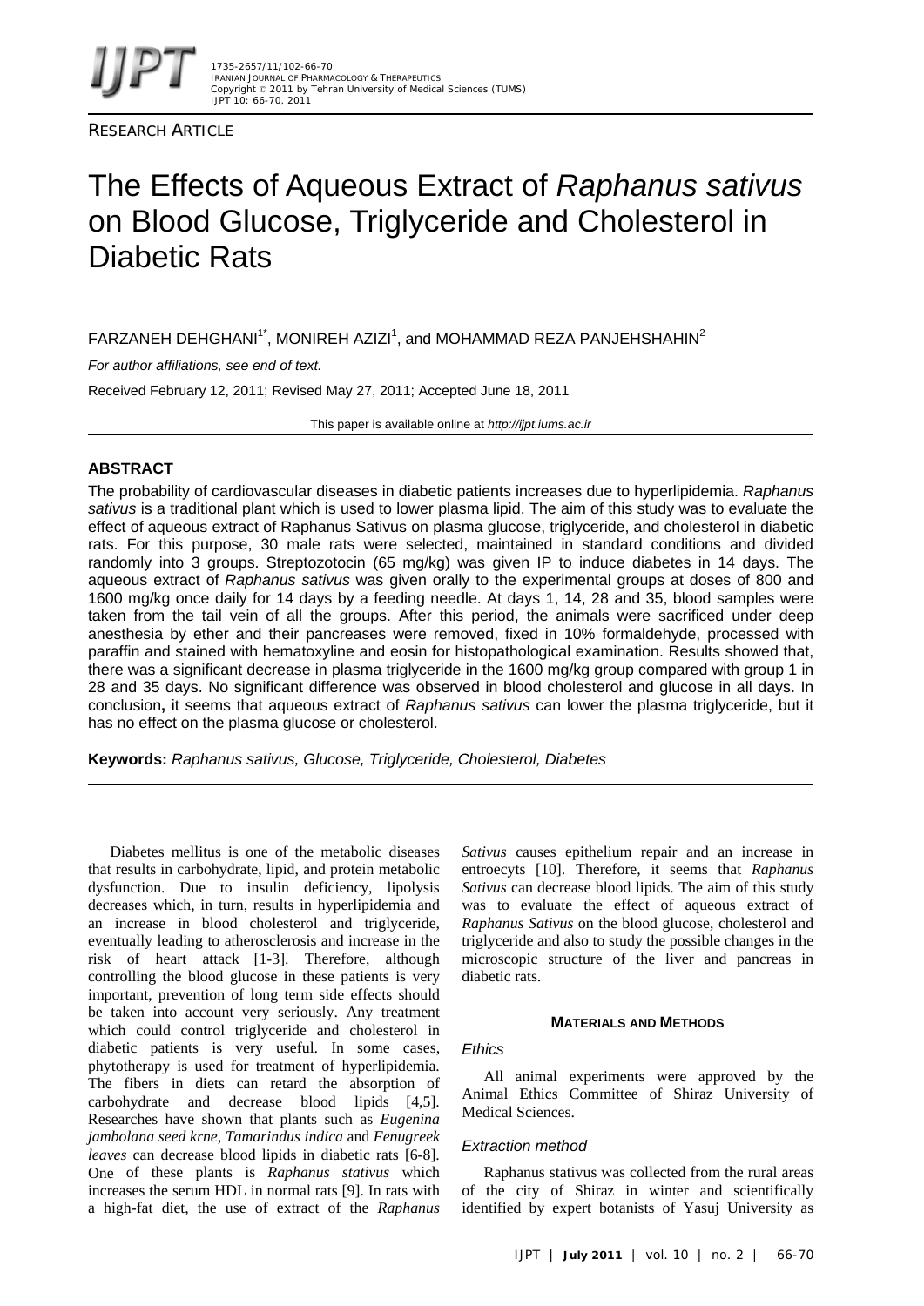RESEARCH ARTICLE

# The Effects of Aqueous Extract of *Raphanus sativus* on Blood Glucose, Triglyceride and Cholesterol in Diabetic Rats

FARZANEH DEHGHANI[1*], MONIREH AZIZI[1], and MOHAMMAD REZA PANJEHSHAHIN[2]

*For author affiliations, see end of text.*

Received February 12, 2011; Revised May 27, 2011; Accepted June 18, 2011

This paper is available online at *http://ijpt.iums.ac.ir*

## ABSTRACT

The probability of cardiovascular diseases in diabetic patients increases due to hyperlipidemia. *Raphanus sativus* is a traditional plant which is used to lower plasma lipid. The aim of this study was to evaluate the effect of aqueous extract of Raphanus Sativus on plasma glucose, triglyceride, and cholesterol in diabetic rats. For this purpose, 30 male rats were selected, maintained in standard conditions and divided randomly into 3 groups. Streptozotocin (65 mg/kg) was given IP to induce diabetes in 14 days. The aqueous extract of *Raphanus sativus* was given orally to the experimental groups at doses of 800 and 1600 mg/kg once daily for 14 days by a feeding needle. At days 1, 14, 28 and 35, blood samples were taken from the tail vein of all the groups. After this period, the animals were sacrificed under deep anesthesia by ether and their pancreases were removed, fixed in 10% formaldehyde, processed with paraffin and stained with hematoxyline and eosin for histopathological examination. Results showed that, there was a significant decrease in plasma triglyceride in the 1600 mg/kg group compared with group 1 in 28 and 35 days. No significant difference was observed in blood cholesterol and glucose in all days. In conclusion**,** it seems that aqueous extract of *Raphanus sativus* can lower the plasma triglyceride, but it has no effect on the plasma glucose or cholesterol.

**Keywords:** *Raphanus sativus, Glucose, Triglyceride, Cholesterol, Diabetes*

Diabetes mellitus is one of the metabolic diseases that results in carbohydrate, lipid, and protein metabolic dysfunction. Due to insulin deficiency, lipolysis decreases which, in turn, results in hyperlipidemia and an increase in blood cholesterol and triglyceride, eventually leading to atherosclerosis and increase in the risk of heart attack [1-3]. Therefore, although controlling the blood glucose in these patients is very important, prevention of long term side effects should be taken into account very seriously. Any treatment which could control triglyceride and cholesterol in diabetic patients is very useful. In some cases, phytotherapy is used for treatment of hyperlipidemia. The fibers in diets can retard the absorption of carbohydrate and decrease blood lipids [4,5]. Researches have shown that plants such as *Eugenina jambolana seed krne*, *Tamarindus indica* and *Fenugreek leaves* can decrease blood lipids in diabetic rats [6-8]. One of these plants is *Raphanus stativus* which increases the serum HDL in normal rats [9]. In rats with a high-fat diet, the use of extract of the *Raphanus Sativus* causes epithelium repair and an increase in entroecyts [10]. Therefore, it seems that *Raphanus Sativus* can decrease blood lipids. The aim of this study was to evaluate the effect of aqueous extract of *Raphanus Sativus* on the blood glucose, cholesterol and triglyceride and also to study the possible changes in the microscopic structure of the liver and pancreas in diabetic rats.

## MATERIALS AND METHODS

### *Ethics*

All animal experiments were approved by the Animal Ethics Committee of Shiraz University of Medical Sciences.

### *Extraction method*

Raphanus stativus was collected from the rural areas of the city of Shiraz in winter and scientifically identified by expert botanists of Yasuj University as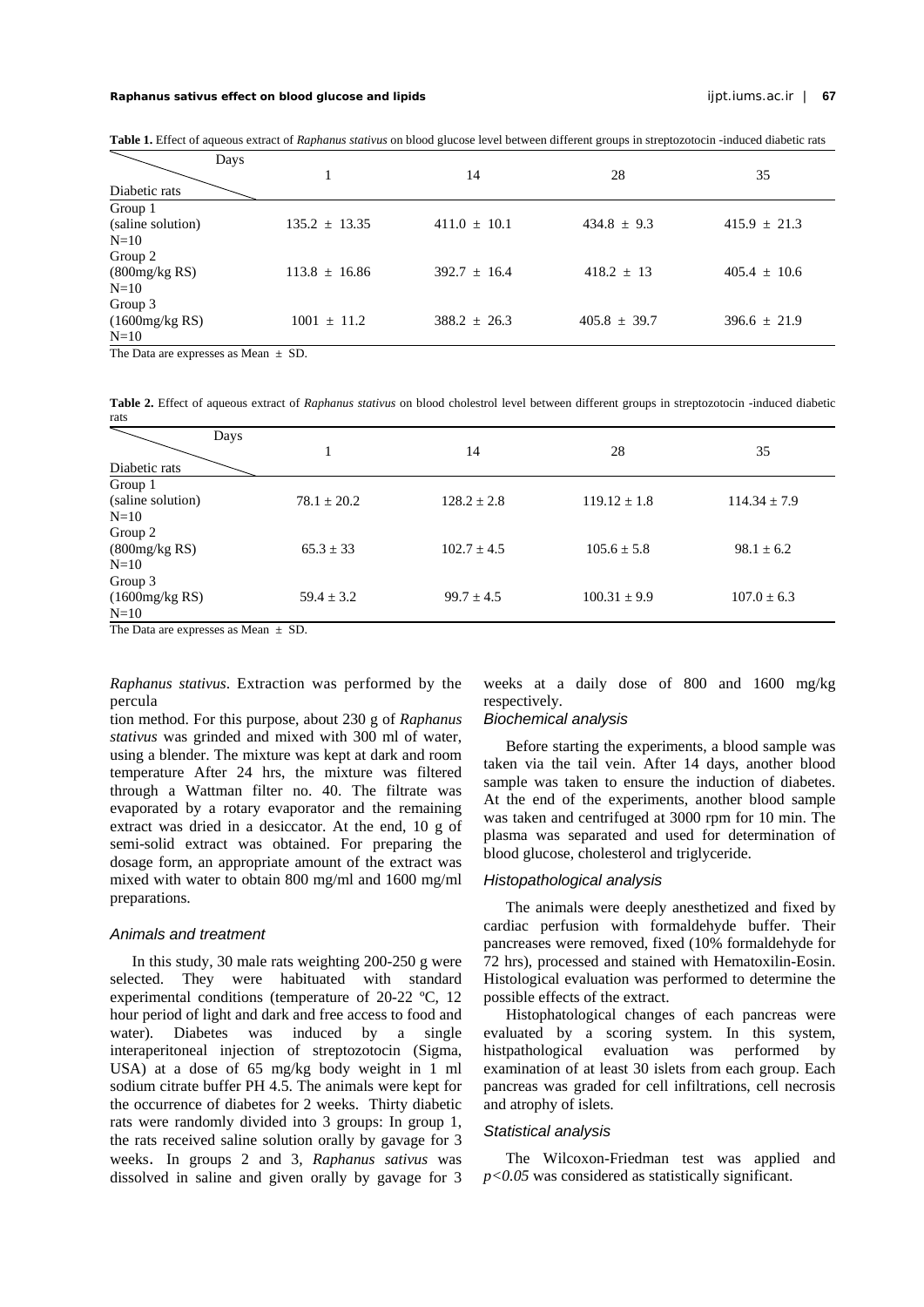**Table 1.** Effect of aqueous extract of *Raphanus stativus* on blood glucose level between different groups in streptozotocin -induced diabetic rats

| Diabetic rats \ Days | 1 | 14 | 28 | 35 |
|---|---|---|---|---|
| Group 1 (saline solution) N=10 | 135.2 ± 13.35 | 411.0 ± 10.1 | 434.8 ± 9.3 | 415.9 ± 21.3 |
| Group 2 (800mg/kg RS) N=10 | 113.8 ± 16.86 | 392.7 ± 16.4 | 418.2 ± 13 | 405.4 ± 10.6 |
| Group 3 (1600mg/kg RS) N=10 | 1001 ± 11.2 | 388.2 ± 26.3 | 405.8 ± 39.7 | 396.6 ± 21.9 |

The Data are expresses as Mean ± SD.

**Table 2.** Effect of aqueous extract of *Raphanus stativus* on blood cholestrol level between different groups in streptozotocin -induced diabetic rats

| Diabetic rats \ Days | 1 | 14 | 28 | 35 |
|---|---|---|---|---|
| Group 1 (saline solution) N=10 | 78.1 ± 20.2 | 128.2 ± 2.8 | 119.12 ± 1.8 | 114.34 ± 7.9 |
| Group 2 (800mg/kg RS) N=10 | 65.3 ± 33 | 102.7 ± 4.5 | 105.6 ± 5.8 | 98.1 ± 6.2 |
| Group 3 (1600mg/kg RS) N=10 | 59.4 ± 3.2 | 99.7 ± 4.5 | 100.31 ± 9.9 | 107.0 ± 6.3 |

The Data are expresses as Mean ± SD.

*Raphanus stativus*. Extraction was performed by the percula

tion method. For this purpose, about 230 g of *Raphanus stativus* was grinded and mixed with 300 ml of water, using a blender. The mixture was kept at dark and room temperature After 24 hrs, the mixture was filtered through a Wattman filter no. 40. The filtrate was evaporated by a rotary evaporator and the remaining extract was dried in a desiccator. At the end, 10 g of semi-solid extract was obtained. For preparing the dosage form, an appropriate amount of the extract was mixed with water to obtain 800 mg/ml and 1600 mg/ml preparations.

### Animals and treatment

In this study, 30 male rats weighting 200-250 g were selected. They were habituated with standard experimental conditions (temperature of 20-22 ºC, 12 hour period of light and dark and free access to food and water). Diabetes was induced by a single interaperitoneal injection of streptozotocin (Sigma, USA) at a dose of 65 mg/kg body weight in 1 ml sodium citrate buffer PH 4.5. The animals were kept for the occurrence of diabetes for 2 weeks. Thirty diabetic rats were randomly divided into 3 groups: In group 1, the rats received saline solution orally by gavage for 3 weeks. In groups 2 and 3, *Raphanus sativus* was dissolved in saline and given orally by gavage for 3 weeks at a daily dose of 800 and 1600 mg/kg respectively.

### Biochemical analysis

Before starting the experiments, a blood sample was taken via the tail vein. After 14 days, another blood sample was taken to ensure the induction of diabetes. At the end of the experiments, another blood sample was taken and centrifuged at 3000 rpm for 10 min. The plasma was separated and used for determination of blood glucose, cholesterol and triglyceride.

### Histopathological analysis

The animals were deeply anesthetized and fixed by cardiac perfusion with formaldehyde buffer. Their pancreases were removed, fixed (10% formaldehyde for 72 hrs), processed and stained with Hematoxilin-Eosin. Histological evaluation was performed to determine the possible effects of the extract.

Histophatological changes of each pancreas were evaluated by a scoring system. In this system, histpathological evaluation was performed by examination of at least 30 islets from each group. Each pancreas was graded for cell infiltrations, cell necrosis and atrophy of islets.

### Statistical analysis

The Wilcoxon-Friedman test was applied and $p<0.05$ was considered as statistically significant.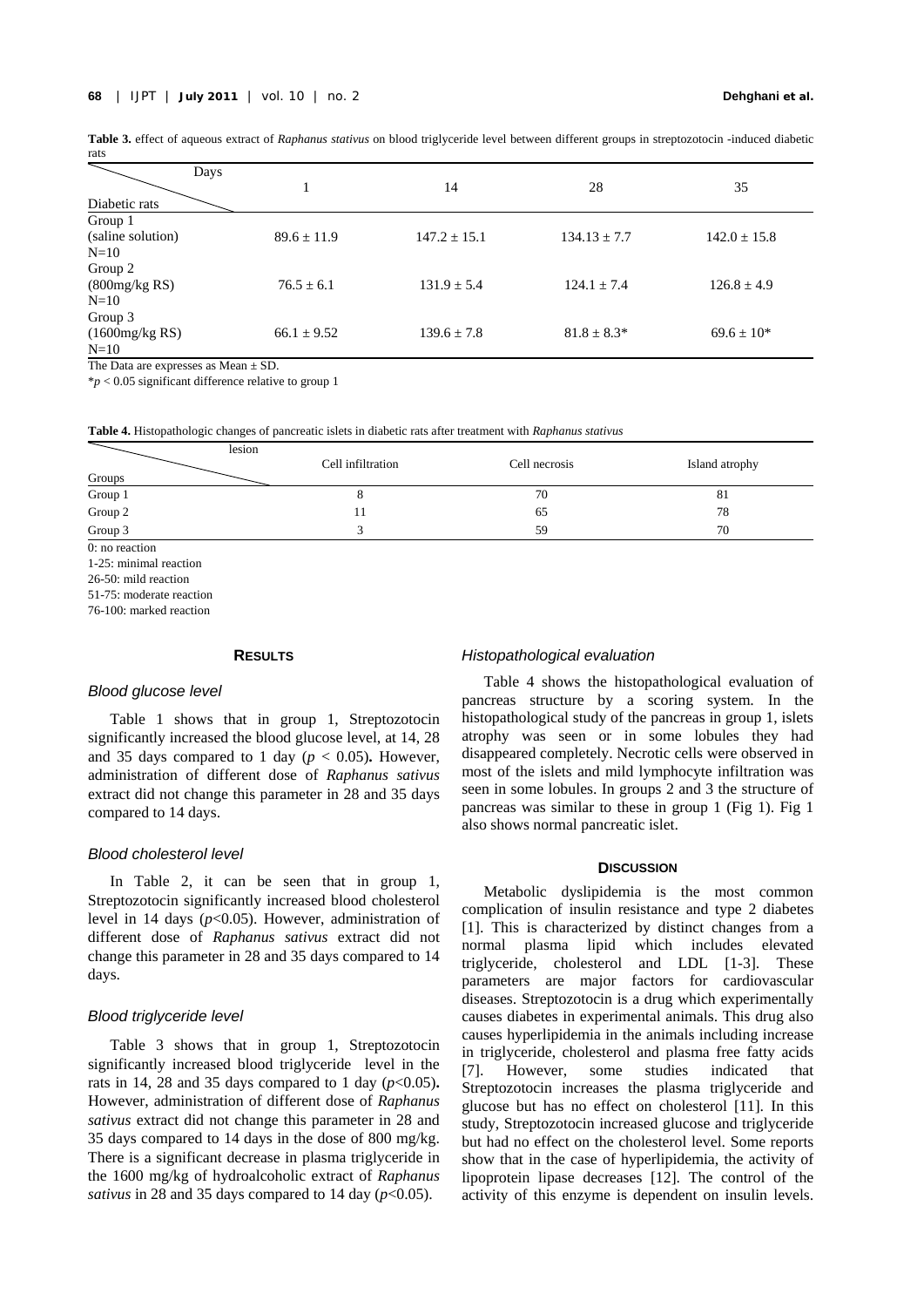**Table 3.** effect of aqueous extract of *Raphanus stativus* on blood triglyceride level between different groups in streptozotocin -induced diabetic rats

| Diabetic rats \ Days | 1 | 14 | 28 | 35 |
|---|---|---|---|---|
| Group 1 (saline solution) N=10 | 89.6 ± 11.9 | 147.2 ± 15.1 | 134.13 ± 7.7 | 142.0 ± 15.8 |
| Group 2 (800mg/kg RS) N=10 | 76.5 ± 6.1 | 131.9 ± 5.4 | 124.1 ± 7.4 | 126.8 ± 4.9 |
| Group 3 (1600mg/kg RS) N=10 | 66.1 ± 9.52 | 139.6 ± 7.8 | 81.8 ± 8.3* | 69.6 ± 10* |

The Data are expresses as Mean ± SD.

*$p < 0.05$ significant difference relative to group 1

**Table 4.** Histopathologic changes of pancreatic islets in diabetic rats after treatment with *Raphanus stativus*

| Groups \ lesion | Cell infiltration | Cell necrosis | Island atrophy |
|---|---|---|---|
| Group 1 | 8 | 70 | 81 |
| Group 2 | 11 | 65 | 78 |
| Group 3 | 3 | 59 | 70 |

0: no reaction
1-25: minimal reaction
26-50: mild reaction
51-75: moderate reaction
76-100: marked reaction

## RESULTS

### *Blood glucose level*

Table 1 shows that in group 1, Streptozotocin significantly increased the blood glucose level, at 14, 28 and 35 days compared to 1 day ($p < 0.05$)**.** However, administration of different dose of *Raphanus sativus* extract did not change this parameter in 28 and 35 days compared to 14 days.

### *Blood cholesterol level*

In Table 2, it can be seen that in group 1, Streptozotocin significantly increased blood cholesterol level in 14 days ($p<0.05$). However, administration of different dose of *Raphanus sativus* extract did not change this parameter in 28 and 35 days compared to 14 days.

### *Blood triglyceride level*

Table 3 shows that in group 1, Streptozotocin significantly increased blood triglyceride level in the rats in 14, 28 and 35 days compared to 1 day ($p<0.05$)**.** However, administration of different dose of *Raphanus sativus* extract did not change this parameter in 28 and 35 days compared to 14 days in the dose of 800 mg/kg. There is a significant decrease in plasma triglyceride in the 1600 mg/kg of hydroalcoholic extract of *Raphanus sativus* in 28 and 35 days compared to 14 day ($p<0.05$).

### *Histopathological evaluation*

Table 4 shows the histopathological evaluation of pancreas structure by a scoring system. In the histopathological study of the pancreas in group 1, islets atrophy was seen or in some lobules they had disappeared completely. Necrotic cells were observed in most of the islets and mild lymphocyte infiltration was seen in some lobules. In groups 2 and 3 the structure of pancreas was similar to these in group 1 (Fig 1). Fig 1 also shows normal pancreatic islet.

## DISCUSSION

Metabolic dyslipidemia is the most common complication of insulin resistance and type 2 diabetes [1]. This is characterized by distinct changes from a normal plasma lipid which includes elevated triglyceride, cholesterol and LDL [1-3]. These parameters are major factors for cardiovascular diseases. Streptozotocin is a drug which experimentally causes diabetes in experimental animals. This drug also causes hyperlipidemia in the animals including increase in triglyceride, cholesterol and plasma free fatty acids [7]. However, some studies indicated that Streptozotocin increases the plasma triglyceride and glucose but has no effect on cholesterol [11]. In this study, Streptozotocin increased glucose and triglyceride but had no effect on the cholesterol level. Some reports show that in the case of hyperlipidemia, the activity of lipoprotein lipase decreases [12]. The control of the activity of this enzyme is dependent on insulin levels.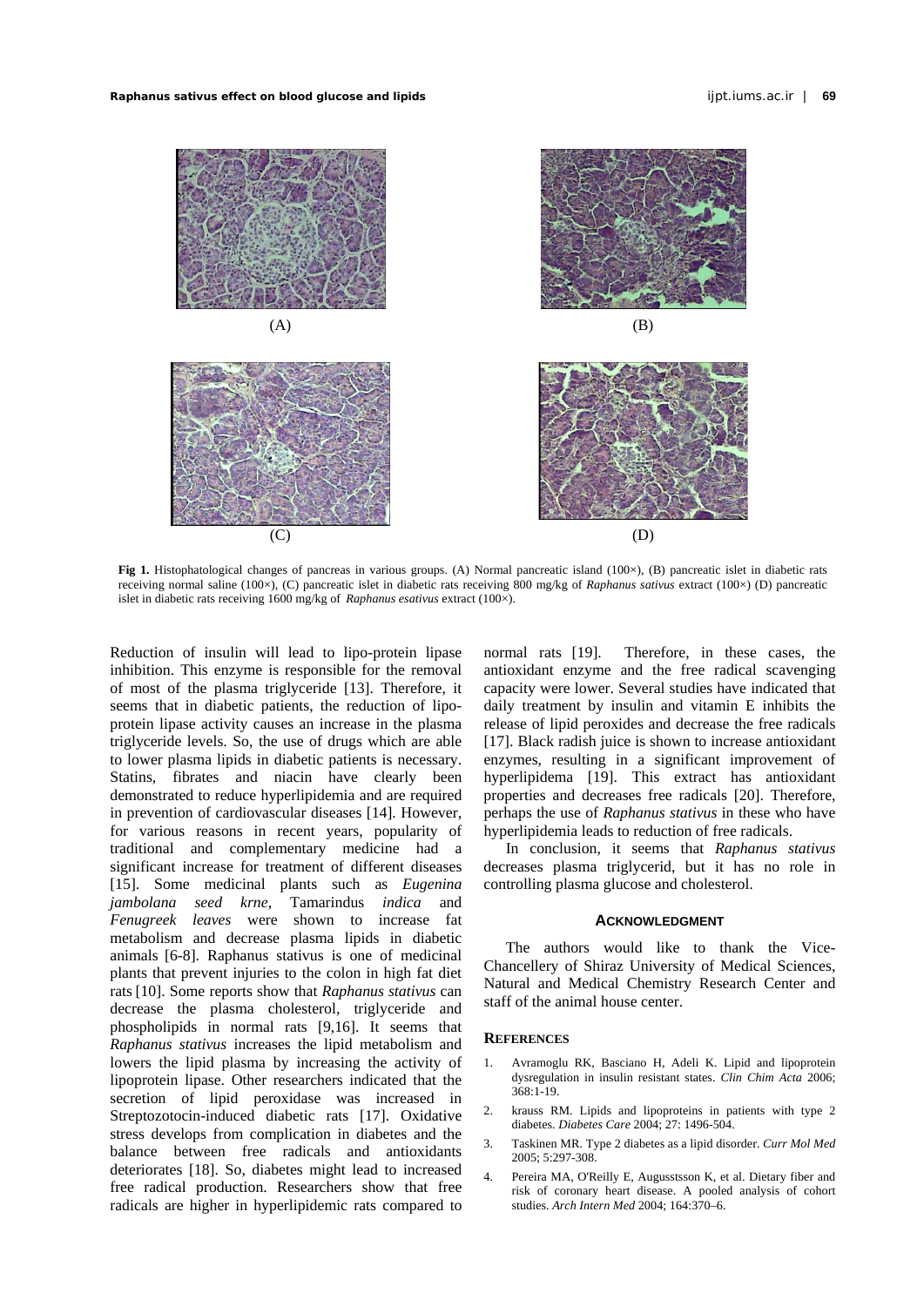(A) (B)

(C) (D)

**Fig 1.** Histophatological changes of pancreas in various groups. (A) Normal pancreatic island (100×), (B) pancreatic islet in diabetic rats receiving normal saline (100×), (C) pancreatic islet in diabetic rats receiving 800 mg/kg of *Raphanus sativus* extract (100×) (D) pancreatic islet in diabetic rats receiving 1600 mg/kg of *Raphanus esativus* extract (100×).

Reduction of insulin will lead to lipo-protein lipase inhibition. This enzyme is responsible for the removal of most of the plasma triglyceride [13]. Therefore, it seems that in diabetic patients, the reduction of lipo-protein lipase activity causes an increase in the plasma triglyceride levels. So, the use of drugs which are able to lower plasma lipids in diabetic patients is necessary. Statins, fibrates and niacin have clearly been demonstrated to reduce hyperlipidemia and are required in prevention of cardiovascular diseases [14]. However, for various reasons in recent years, popularity of traditional and complementary medicine had a significant increase for treatment of different diseases [15]. Some medicinal plants such as *Eugenina jambolana seed krne*, Tamarindus *indica* and *Fenugreek leaves* were shown to increase fat metabolism and decrease plasma lipids in diabetic animals [6-8]. Raphanus stativus is one of medicinal plants that prevent injuries to the colon in high fat diet rats [10]. Some reports show that *Raphanus stativus* can decrease the plasma cholesterol, triglyceride and phospholipids in normal rats [9,16]. It seems that *Raphanus stativus* increases the lipid metabolism and lowers the lipid plasma by increasing the activity of lipoprotein lipase. Other researchers indicated that the secretion of lipid peroxidase was increased in Streptozotocin-induced diabetic rats [17]. Oxidative stress develops from complication in diabetes and the balance between free radicals and antioxidants deteriorates [18]. So, diabetes might lead to increased free radical production. Researchers show that free radicals are higher in hyperlipidemic rats compared to normal rats [19]. Therefore, in these cases, the antioxidant enzyme and the free radical scavenging capacity were lower. Several studies have indicated that daily treatment by insulin and vitamin E inhibits the release of lipid peroxides and decrease the free radicals [17]. Black radish juice is shown to increase antioxidant enzymes, resulting in a significant improvement of hyperlipidema [19]. This extract has antioxidant properties and decreases free radicals [20]. Therefore, perhaps the use of *Raphanus stativus* in these who have hyperlipidemia leads to reduction of free radicals.

In conclusion, it seems that *Raphanus stativus* decreases plasma triglycerid, but it has no role in controlling plasma glucose and cholesterol.

## ACKNOWLEDGMENT

The authors would like to thank the Vice-Chancellery of Shiraz University of Medical Sciences, Natural and Medical Chemistry Research Center and staff of the animal house center.

## REFERENCES

1. Avramoglu RK, Basciano H, Adeli K. Lipid and lipoprotein dysregulation in insulin resistant states. *Clin Chim Acta* 2006; 368:1-19.
2. krauss RM. Lipids and lipoproteins in patients with type 2 diabetes. *Diabetes Care* 2004; 27: 1496-504.
3. Taskinen MR. Type 2 diabetes as a lipid disorder. *Curr Mol Med* 2005; 5:297-308.
4. Pereira MA, O'Reilly E, Augusstsson K, et al. Dietary fiber and risk of coronary heart disease. A pooled analysis of cohort studies. *Arch Intern Med* 2004; 164:370–6.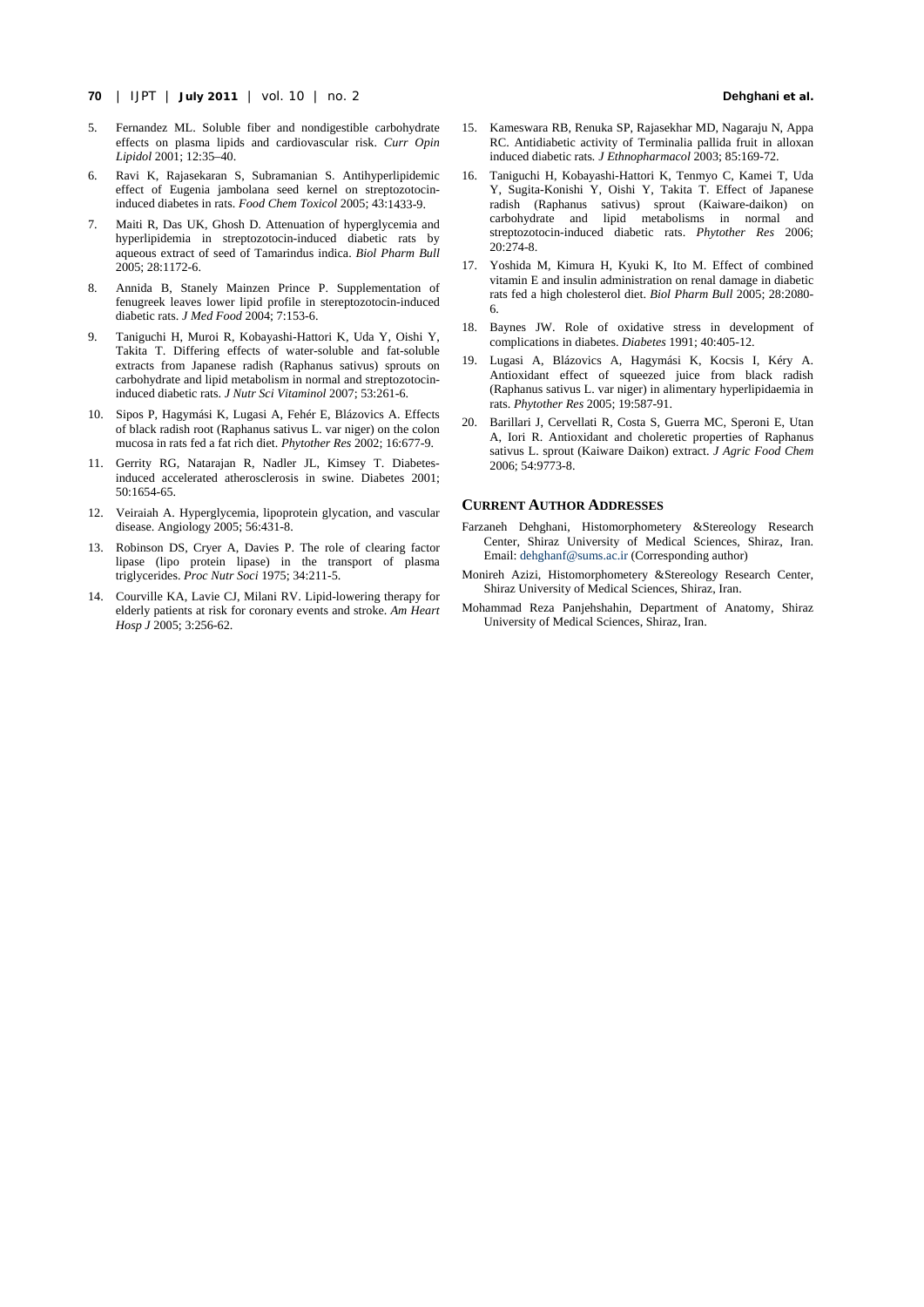5. Fernandez ML. Soluble fiber and nondigestible carbohydrate effects on plasma lipids and cardiovascular risk. *Curr Opin Lipidol* 2001; 12:35–40.

6. Ravi K, Rajasekaran S, Subramanian S. Antihyperlipidemic effect of Eugenia jambolana seed kernel on streptozotocin-induced diabetes in rats. *Food Chem Toxicol* 2005; 43:1433-9.

7. Maiti R, Das UK, Ghosh D. Attenuation of hyperglycemia and hyperlipidemia in streptozotocin-induced diabetic rats by aqueous extract of seed of Tamarindus indica. *Biol Pharm Bull* 2005; 28:1172-6.

8. Annida B, Stanely Mainzen Prince P. Supplementation of fenugreek leaves lower lipid profile in stereptozotocin-induced diabetic rats. *J Med Food* 2004; 7:153-6.

9. Taniguchi H, Muroi R, Kobayashi-Hattori K, Uda Y, Oishi Y, Takita T. Differing effects of water-soluble and fat-soluble extracts from Japanese radish (Raphanus sativus) sprouts on carbohydrate and lipid metabolism in normal and streptozotocin-induced diabetic rats. *J Nutr Sci Vitaminol* 2007; 53:261-6.

10. Sipos P, Hagymási K, Lugasi A, Fehér E, Blázovics A. Effects of black radish root (Raphanus sativus L. var niger) on the colon mucosa in rats fed a fat rich diet. *Phytother Res* 2002; 16:677-9.

11. Gerrity RG, Natarajan R, Nadler JL, Kimsey T. Diabetes-induced accelerated atherosclerosis in swine. Diabetes 2001; 50:1654-65.

12. Veiraiah A. Hyperglycemia, lipoprotein glycation, and vascular disease. Angiology 2005; 56:431-8.

13. Robinson DS, Cryer A, Davies P. The role of clearing factor lipase (lipo protein lipase) in the transport of plasma triglycerides. *Proc Nutr Soci* 1975; 34:211-5.

14. Courville KA, Lavie CJ, Milani RV. Lipid-lowering therapy for elderly patients at risk for coronary events and stroke. *Am Heart Hosp J* 2005; 3:256-62.

15. Kameswara RB, Renuka SP, Rajasekhar MD, Nagaraju N, Appa RC. Antidiabetic activity of Terminalia pallida fruit in alloxan induced diabetic rats. *J Ethnopharmacol* 2003; 85:169-72.

16. Taniguchi H, Kobayashi-Hattori K, Tenmyo C, Kamei T, Uda Y, Sugita-Konishi Y, Oishi Y, Takita T. Effect of Japanese radish (Raphanus sativus) sprout (Kaiware-daikon) on carbohydrate and lipid metabolisms in normal and streptozotocin-induced diabetic rats. *Phytother Res* 2006; 20:274-8.

17. Yoshida M, Kimura H, Kyuki K, Ito M. Effect of combined vitamin E and insulin administration on renal damage in diabetic rats fed a high cholesterol diet. *Biol Pharm Bull* 2005; 28:2080-6.

18. Baynes JW. Role of oxidative stress in development of complications in diabetes. *Diabetes* 1991; 40:405-12.

19. Lugasi A, Blázovics A, Hagymási K, Kocsis I, Kéry A. Antioxidant effect of squeezed juice from black radish (Raphanus sativus L. var niger) in alimentary hyperlipidaemia in rats. *Phytother Res* 2005; 19:587-91.

20. Barillari J, Cervellati R, Costa S, Guerra MC, Speroni E, Utan A, Iori R. Antioxidant and choleretic properties of Raphanus sativus L. sprout (Kaiware Daikon) extract. *J Agric Food Chem* 2006; 54:9773-8.

## CURRENT AUTHOR ADDRESSES

Farzaneh Dehghani, Histomorphometery &Stereology Research Center, Shiraz University of Medical Sciences, Shiraz, Iran. Email: dehghanf@sums.ac.ir (Corresponding author)

Monireh Azizi, Histomorphometery &Stereology Research Center, Shiraz University of Medical Sciences, Shiraz, Iran.

Mohammad Reza Panjehshahin, Department of Anatomy, Shiraz University of Medical Sciences, Shiraz, Iran.